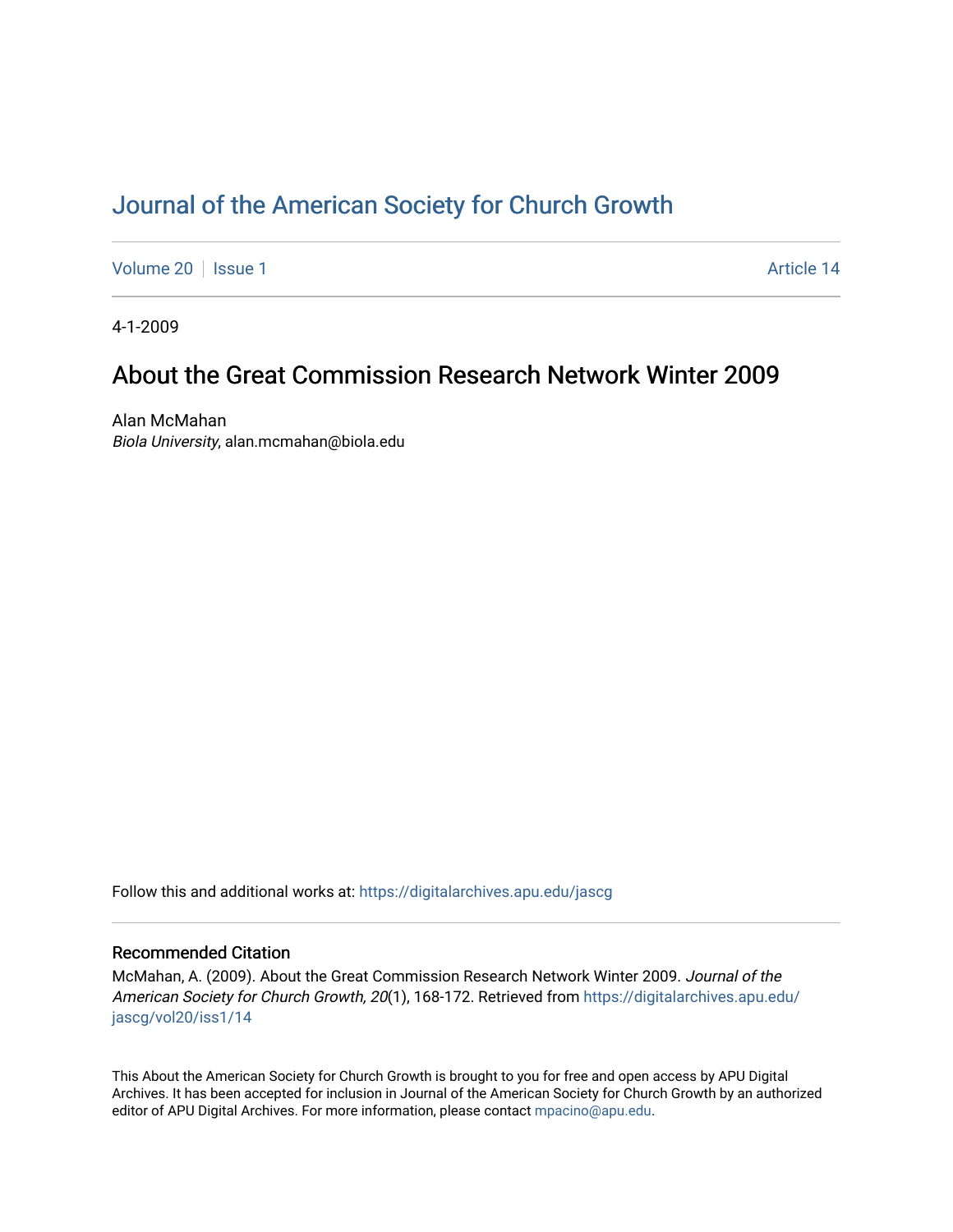# Journal of the American Society for Church Growth

Volume 20 | Issue 1 | Article 14

4-1-2009

## About the Great Commission Research Network Winter 2009

Alan McMahan
*Biola University*, alan.mcmahan@biola.edu

Follow this and additional works at: https://digitalarchives.apu.edu/jascg

### Recommended Citation

McMahan, A. (2009). About the Great Commission Research Network Winter 2009. *Journal of the American Society for Church Growth, 20*(1), 168-172. Retrieved from https://digitalarchives.apu.edu/jascg/vol20/iss1/14

This About the American Society for Church Growth is brought to you for free and open access by APU Digital Archives. It has been accepted for inclusion in Journal of the American Society for Church Growth by an authorized editor of APU Digital Archives. For more information, please contact mpacino@apu.edu.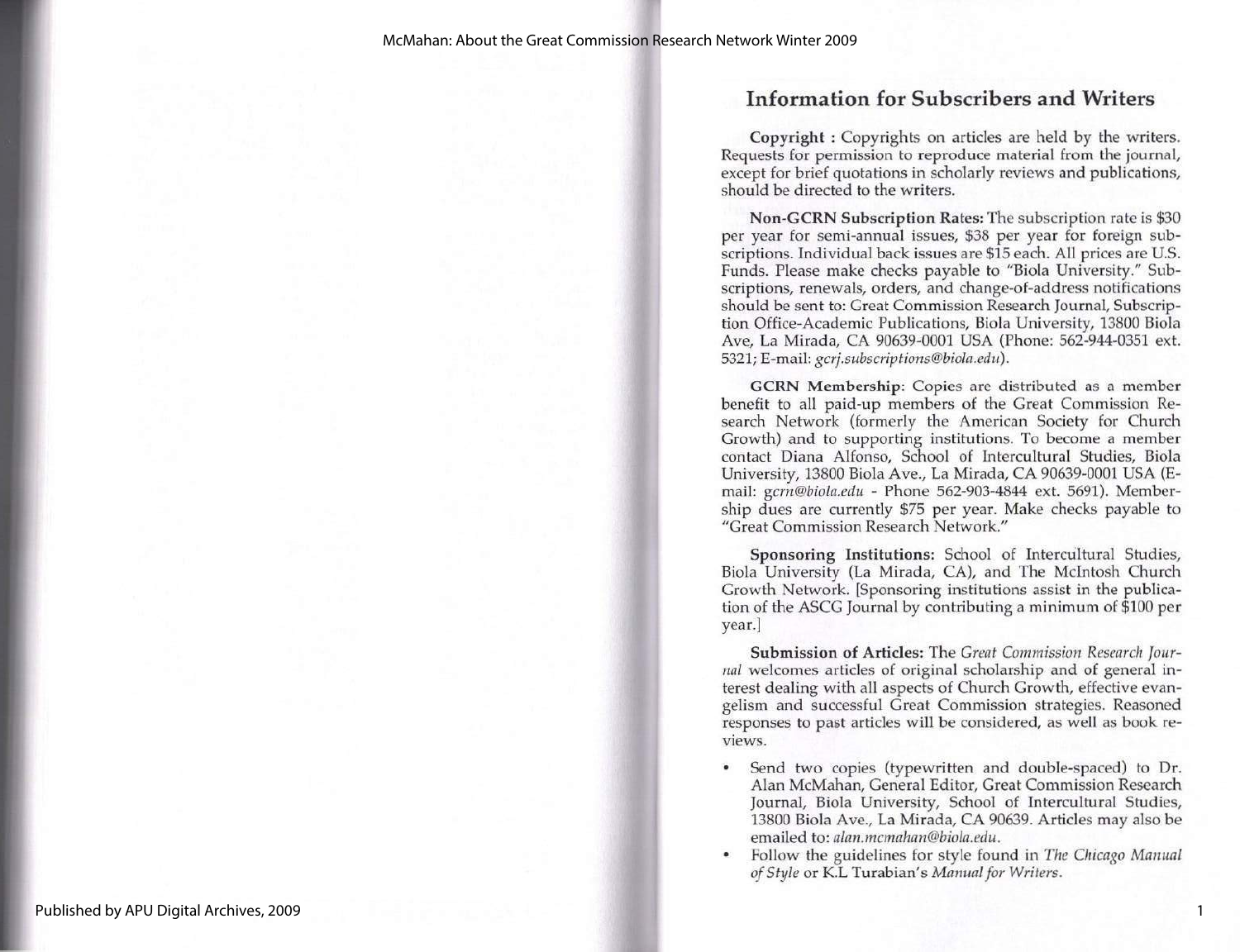## Information for Subscribers and Writers

**Copyright :** Copyrights on articles are held by the writers. Requests for permission to reproduce material from the journal, except for brief quotations in scholarly reviews and publications, should be directed to the writers.

**Non-GCRN Subscription Rates:** The subscription rate is $30 per year for semi-annual issues, $38 per year for foreign subscriptions. Individual back issues are $15 each. All prices are U.S. Funds. Please make checks payable to "Biola University." Subscriptions, renewals, orders, and change-of-address notifications should be sent to: Great Commission Research Journal, Subscription Office-Academic Publications, Biola University, 13800 Biola Ave, La Mirada, CA 90639-0001 USA (Phone: 562-944-0351 ext. 5321; E-mail: *gcrj.subscriptions@biola.edu*).

**GCRN Membership:** Copies are distributed as a member benefit to all paid-up members of the Great Commission Research Network (formerly the American Society for Church Growth) and to supporting institutions. To become a member contact Diana Alfonso, School of Intercultural Studies, Biola University, 13800 Biola Ave., La Mirada, CA 90639-0001 USA (E-mail: *gcrn@biola.edu* - Phone 562-903-4844 ext. 5691). Membership dues are currently $75 per year. Make checks payable to "Great Commission Research Network."

**Sponsoring Institutions:** School of Intercultural Studies, Biola University (La Mirada, CA), and The McIntosh Church Growth Network. [Sponsoring institutions assist in the publication of the ASCG Journal by contributing a minimum of $100 per year.]

**Submission of Articles:** The *Great Commission Research Journal* welcomes articles of original scholarship and of general interest dealing with all aspects of Church Growth, effective evangelism and successful Great Commission strategies. Reasoned responses to past articles will be considered, as well as book reviews.

- Send two copies (typewritten and double-spaced) to Dr. Alan McMahan, General Editor, Great Commission Research Journal, Biola University, School of Intercultural Studies, 13800 Biola Ave., La Mirada, CA 90639. Articles may also be emailed to: *alan.mcmahan@biola.edu*.
- Follow the guidelines for style found in *The Chicago Manual of Style* or K.L Turabian's *Manual for Writers*.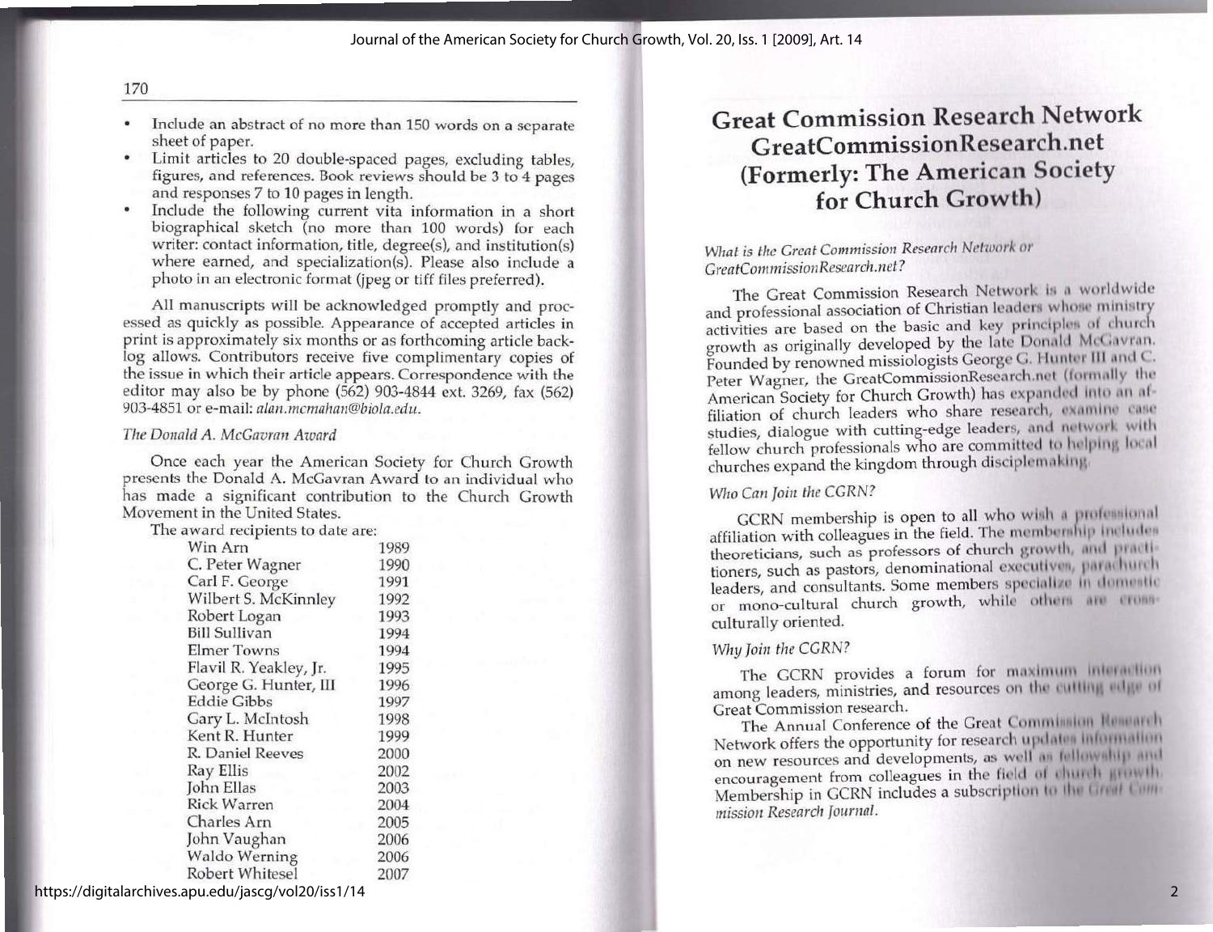- Include an abstract of no more than 150 words on a separate sheet of paper.
- Limit articles to 20 double-spaced pages, excluding tables, figures, and references. Book reviews should be 3 to 4 pages and responses 7 to 10 pages in length.
- Include the following current vita information in a short biographical sketch (no more than 100 words) for each writer: contact information, title, degree(s), and institution(s) where earned, and specialization(s). Please also include a photo in an electronic format (jpeg or tiff files preferred).

All manuscripts will be acknowledged promptly and processed as quickly as possible. Appearance of accepted articles in print is approximately six months or as forthcoming article backlog allows. Contributors receive five complimentary copies of the issue in which their article appears. Correspondence with the editor may also be by phone (562) 903-4844 ext. 3269, fax (562) 903-4851 or e-mail: *alan.mcmahan@biola.edu*.

*The Donald A. McGavran Award*

Once each year the American Society for Church Growth presents the Donald A. McGavran Award to an individual who has made a significant contribution to the Church Growth Movement in the United States.

The award recipients to date are:

| | |
|---|---|
| Win Arn | 1989 |
| C. Peter Wagner | 1990 |
| Carl F. George | 1991 |
| Wilbert S. McKinnley | 1992 |
| Robert Logan | 1993 |
| Bill Sullivan | 1994 |
| Elmer Towns | 1994 |
| Flavil R. Yeakley, Jr. | 1995 |
| George G. Hunter, III | 1996 |
| Eddie Gibbs | 1997 |
| Gary L. McIntosh | 1998 |
| Kent R. Hunter | 1999 |
| R. Daniel Reeves | 2000 |
| Ray Ellis | 2002 |
| John Ellas | 2003 |
| Rick Warren | 2004 |
| Charles Arn | 2005 |
| John Vaughan | 2006 |
| Waldo Werning | 2006 |
| Robert Whitesel | 2007 |

# Great Commission Research Network GreatCommissionResearch.net (Formerly: The American Society for Church Growth)

*What is the Great Commission Research Network or GreatCommissionResearch.net?*

The Great Commission Research Network is a worldwide and professional association of Christian leaders whose ministry activities are based on the basic and key principles of church growth as originally developed by the late Donald McGavran. Founded by renowned missiologists George G. Hunter III and C. Peter Wagner, the GreatCommissionResearch.net (formally the American Society for Church Growth) has expanded into an affiliation of church leaders who share research, examine case studies, dialogue with cutting-edge leaders, and network with fellow church professionals who are committed to helping local churches expand the kingdom through disciplemaking.

*Who Can Join the CGRN?*

GCRN membership is open to all who wish a professional affiliation with colleagues in the field. The membership includes theoreticians, such as professors of church growth, and practitioners, such as pastors, denominational executives, parachurch leaders, and consultants. Some members specialize in domestic or mono-cultural church growth, while others are cross-culturally oriented.

*Why Join the CGRN?*

The GCRN provides a forum for maximum interaction among leaders, ministries, and resources on the cutting edge of Great Commission research.

The Annual Conference of the Great Commission Research Network offers the opportunity for research updates information on new resources and developments, as well as fellowship and encouragement from colleagues in the field of church growth. Membership in GCRN includes a subscription to the *Great Commission Research Journal*.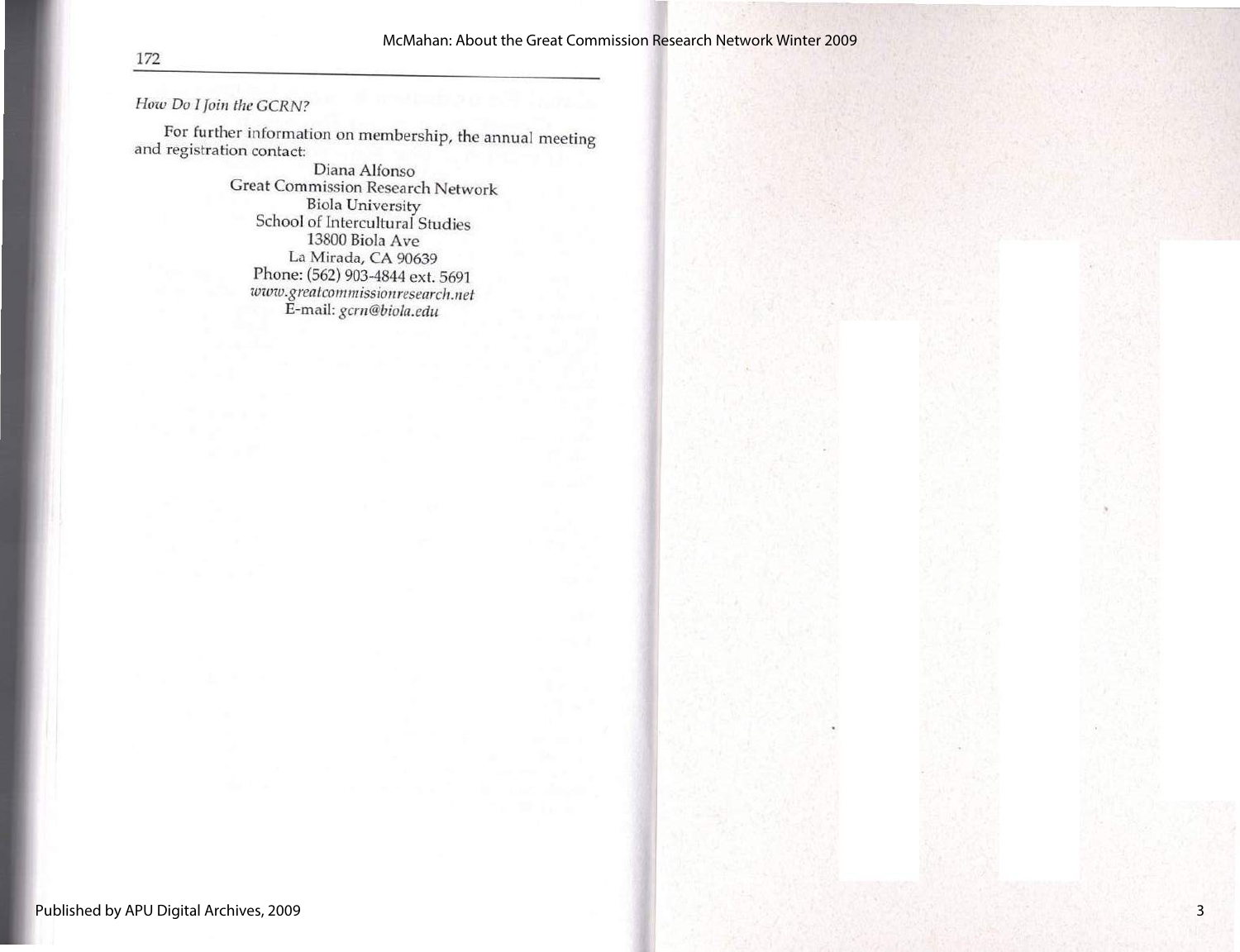*How Do I Join the GCRN?*

For further information on membership, the annual meeting and registration contact:

Diana Alfonso  
Great Commission Research Network  
Biola University  
School of Intercultural Studies  
13800 Biola Ave  
La Mirada, CA 90639  
Phone: (562) 903-4844 ext. 5691  
*www.greatcommissionresearch.net*  
E-mail: *gcrn@biola.edu*